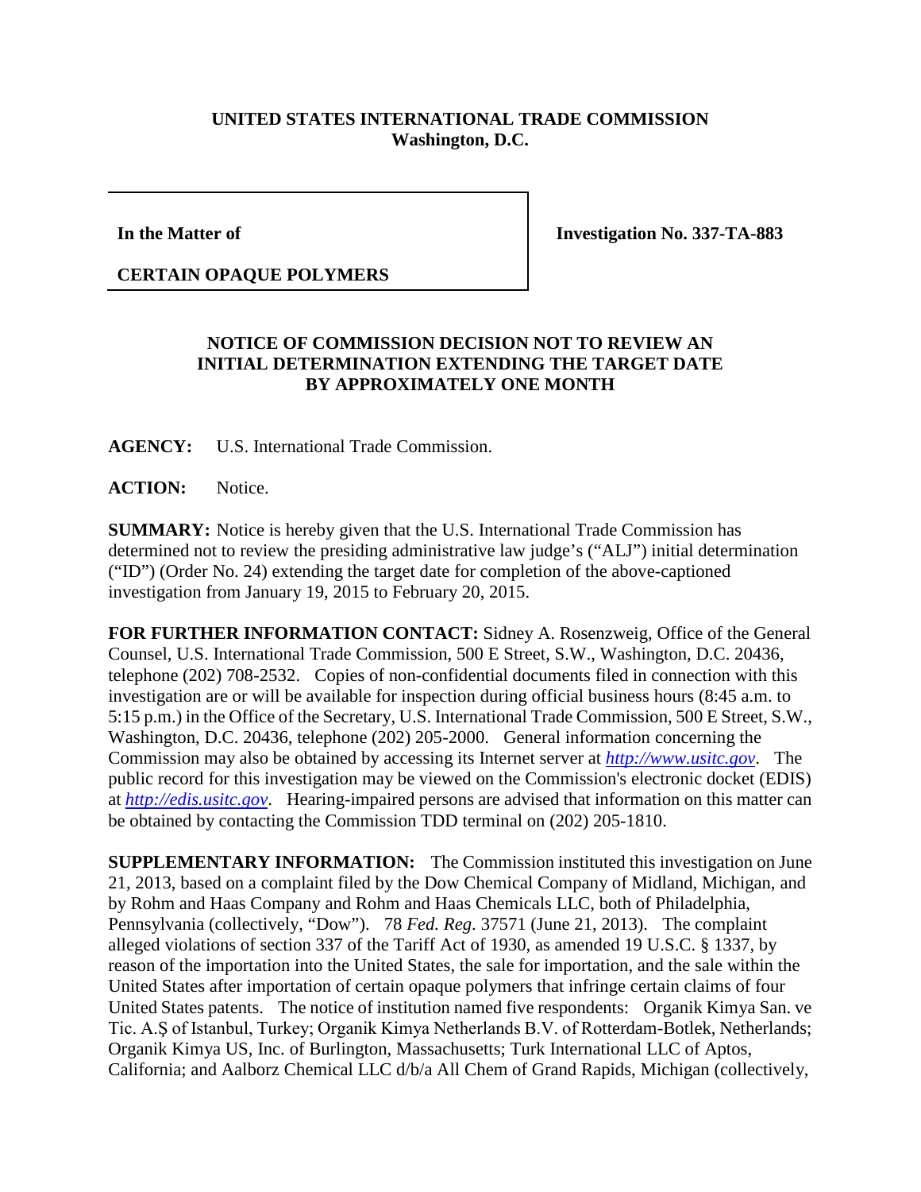**UNITED STATES INTERNATIONAL TRADE COMMISSION**
**Washington, D.C.**

| **In the Matter of**<br><br>**CERTAIN OPAQUE POLYMERS** | **Investigation No. 337-TA-883** |
|---|---|

**NOTICE OF COMMISSION DECISION NOT TO REVIEW AN INITIAL DETERMINATION EXTENDING THE TARGET DATE BY APPROXIMATELY ONE MONTH**

**AGENCY:** U.S. International Trade Commission.

**ACTION:** Notice.

**SUMMARY:** Notice is hereby given that the U.S. International Trade Commission has determined not to review the presiding administrative law judge's ("ALJ") initial determination ("ID") (Order No. 24) extending the target date for completion of the above-captioned investigation from January 19, 2015 to February 20, 2015.

**FOR FURTHER INFORMATION CONTACT:** Sidney A. Rosenzweig, Office of the General Counsel, U.S. International Trade Commission, 500 E Street, S.W., Washington, D.C. 20436, telephone (202) 708-2532. Copies of non-confidential documents filed in connection with this investigation are or will be available for inspection during official business hours (8:45 a.m. to 5:15 p.m.) in the Office of the Secretary, U.S. International Trade Commission, 500 E Street, S.W., Washington, D.C. 20436, telephone (202) 205-2000. General information concerning the Commission may also be obtained by accessing its Internet server at *http://www.usitc.gov*. The public record for this investigation may be viewed on the Commission's electronic docket (EDIS) at *http://edis.usitc.gov*. Hearing-impaired persons are advised that information on this matter can be obtained by contacting the Commission TDD terminal on (202) 205-1810.

**SUPPLEMENTARY INFORMATION:** The Commission instituted this investigation on June 21, 2013, based on a complaint filed by the Dow Chemical Company of Midland, Michigan, and by Rohm and Haas Company and Rohm and Haas Chemicals LLC, both of Philadelphia, Pennsylvania (collectively, "Dow"). 78 *Fed. Reg.* 37571 (June 21, 2013). The complaint alleged violations of section 337 of the Tariff Act of 1930, as amended 19 U.S.C. § 1337, by reason of the importation into the United States, the sale for importation, and the sale within the United States after importation of certain opaque polymers that infringe certain claims of four United States patents. The notice of institution named five respondents: Organik Kimya San. ve Tic. A.Ş of Istanbul, Turkey; Organik Kimya Netherlands B.V. of Rotterdam-Botlek, Netherlands; Organik Kimya US, Inc. of Burlington, Massachusetts; Turk International LLC of Aptos, California; and Aalborz Chemical LLC d/b/a All Chem of Grand Rapids, Michigan (collectively,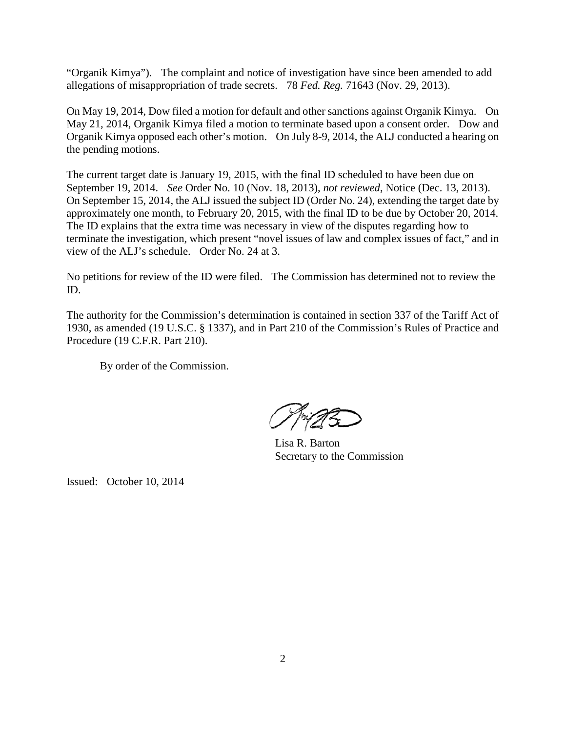"Organik Kimya"). The complaint and notice of investigation have since been amended to add allegations of misappropriation of trade secrets. 78 *Fed. Reg.* 71643 (Nov. 29, 2013).

On May 19, 2014, Dow filed a motion for default and other sanctions against Organik Kimya. On May 21, 2014, Organik Kimya filed a motion to terminate based upon a consent order. Dow and Organik Kimya opposed each other's motion. On July 8-9, 2014, the ALJ conducted a hearing on the pending motions.

The current target date is January 19, 2015, with the final ID scheduled to have been due on September 19, 2014. *See* Order No. 10 (Nov. 18, 2013), *not reviewed*, Notice (Dec. 13, 2013). On September 15, 2014, the ALJ issued the subject ID (Order No. 24), extending the target date by approximately one month, to February 20, 2015, with the final ID to be due by October 20, 2014. The ID explains that the extra time was necessary in view of the disputes regarding how to terminate the investigation, which present "novel issues of law and complex issues of fact," and in view of the ALJ's schedule. Order No. 24 at 3.

No petitions for review of the ID were filed. The Commission has determined not to review the ID.

The authority for the Commission's determination is contained in section 337 of the Tariff Act of 1930, as amended (19 U.S.C. § 1337), and in Part 210 of the Commission's Rules of Practice and Procedure (19 C.F.R. Part 210).

By order of the Commission.

Lisa R. Barton
Secretary to the Commission

Issued: October 10, 2014